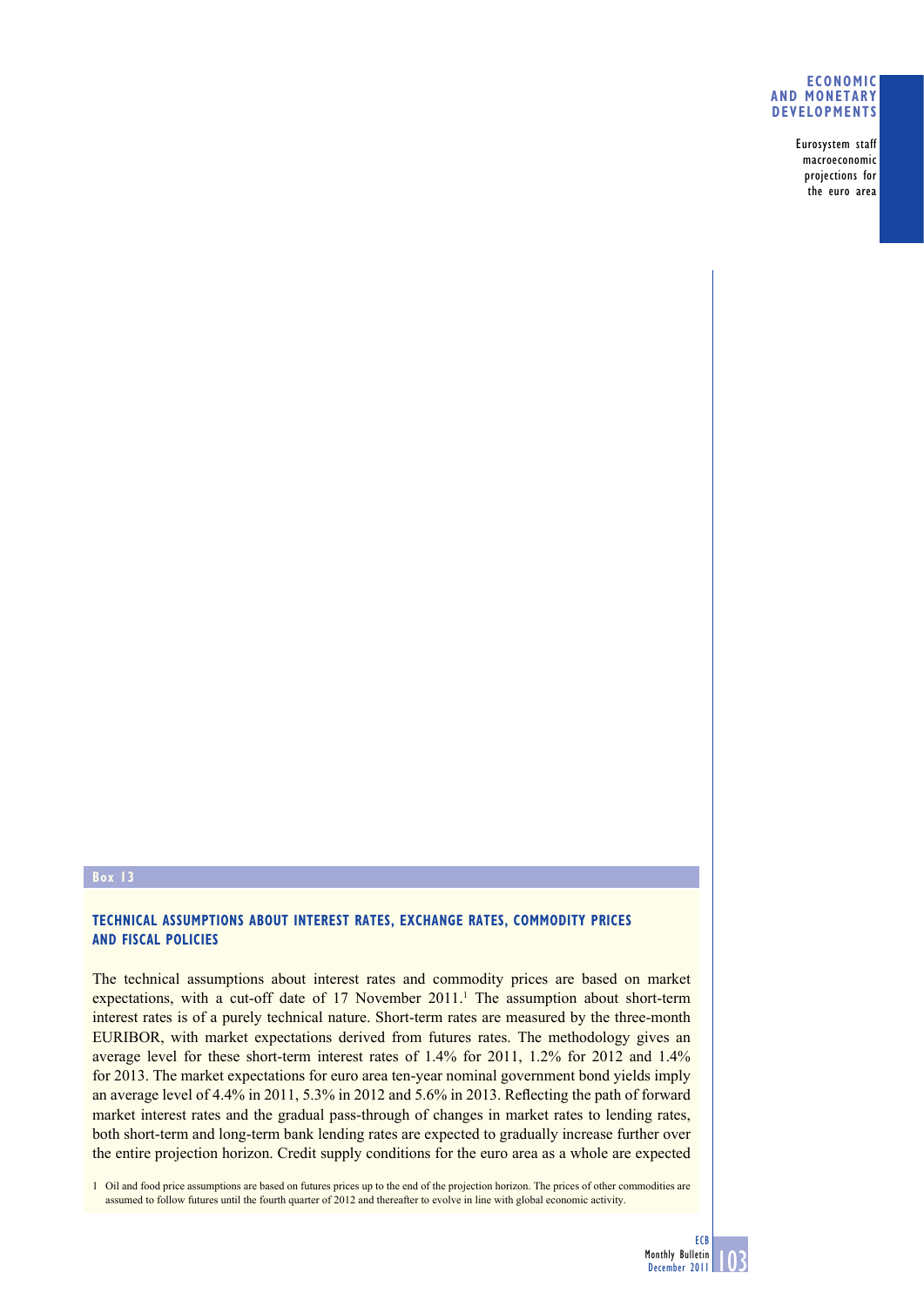**Box 13**

## TECHNICAL ASSUMPTIONS ABOUT INTEREST RATES, EXCHANGE RATES, COMMODITY PRICES AND FISCAL POLICIES

The technical assumptions about interest rates and commodity prices are based on market expectations, with a cut-off date of 17 November 2011.[1] The assumption about short-term interest rates is of a purely technical nature. Short-term rates are measured by the three-month EURIBOR, with market expectations derived from futures rates. The methodology gives an average level for these short-term interest rates of 1.4% for 2011, 1.2% for 2012 and 1.4% for 2013. The market expectations for euro area ten-year nominal government bond yields imply an average level of 4.4% in 2011, 5.3% in 2012 and 5.6% in 2013. Reflecting the path of forward market interest rates and the gradual pass-through of changes in market rates to lending rates, both short-term and long-term bank lending rates are expected to gradually increase further over the entire projection horizon. Credit supply conditions for the euro area as a whole are expected

1 Oil and food price assumptions are based on futures prices up to the end of the projection horizon. The prices of other commodities are assumed to follow futures until the fourth quarter of 2012 and thereafter to evolve in line with global economic activity.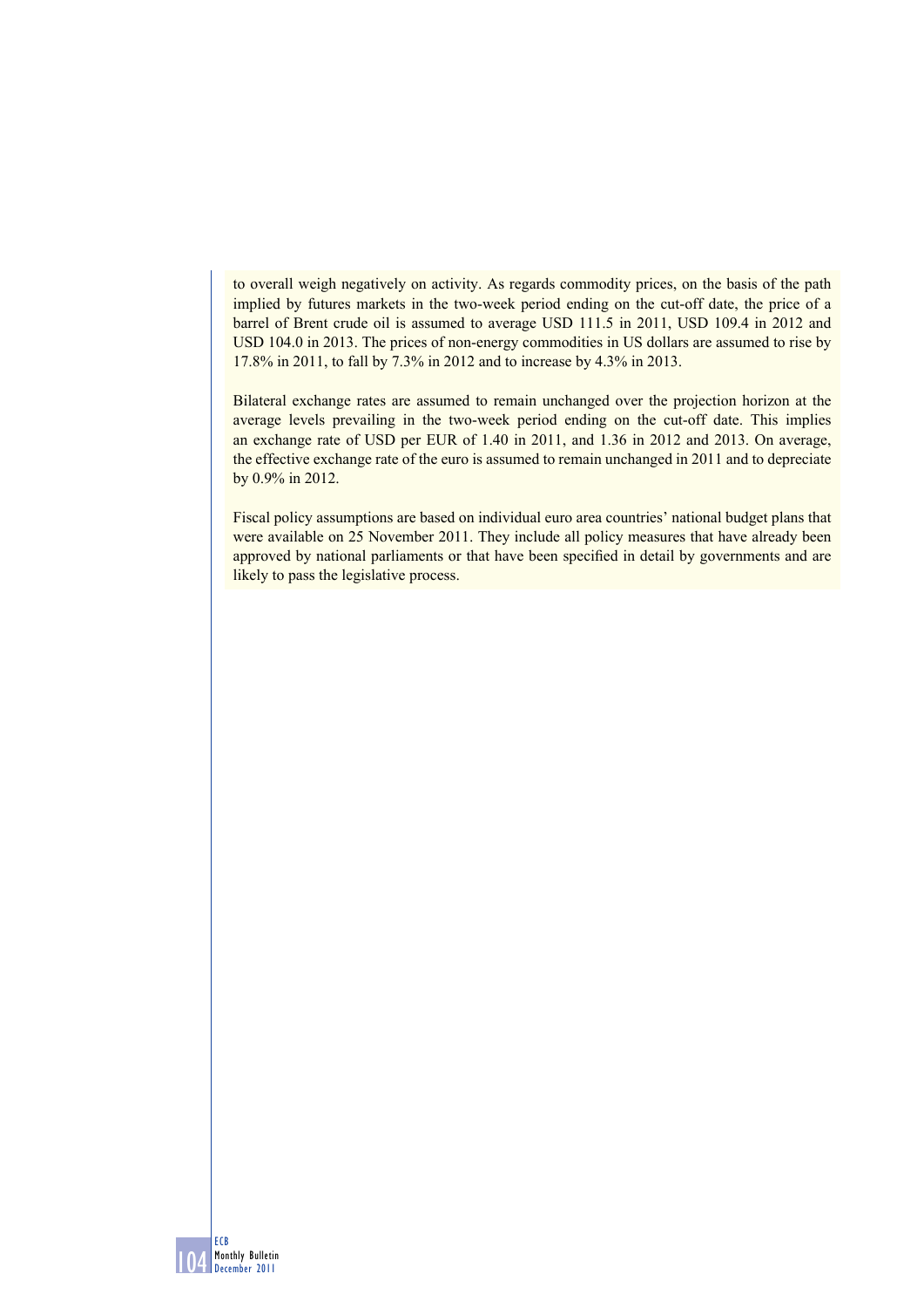to overall weigh negatively on activity. As regards commodity prices, on the basis of the path implied by futures markets in the two-week period ending on the cut-off date, the price of a barrel of Brent crude oil is assumed to average USD 111.5 in 2011, USD 109.4 in 2012 and USD 104.0 in 2013. The prices of non-energy commodities in US dollars are assumed to rise by 17.8% in 2011, to fall by 7.3% in 2012 and to increase by 4.3% in 2013.

Bilateral exchange rates are assumed to remain unchanged over the projection horizon at the average levels prevailing in the two-week period ending on the cut-off date. This implies an exchange rate of USD per EUR of 1.40 in 2011, and 1.36 in 2012 and 2013. On average, the effective exchange rate of the euro is assumed to remain unchanged in 2011 and to depreciate by 0.9% in 2012.

Fiscal policy assumptions are based on individual euro area countries' national budget plans that were available on 25 November 2011. They include all policy measures that have already been approved by national parliaments or that have been specified in detail by governments and are likely to pass the legislative process.